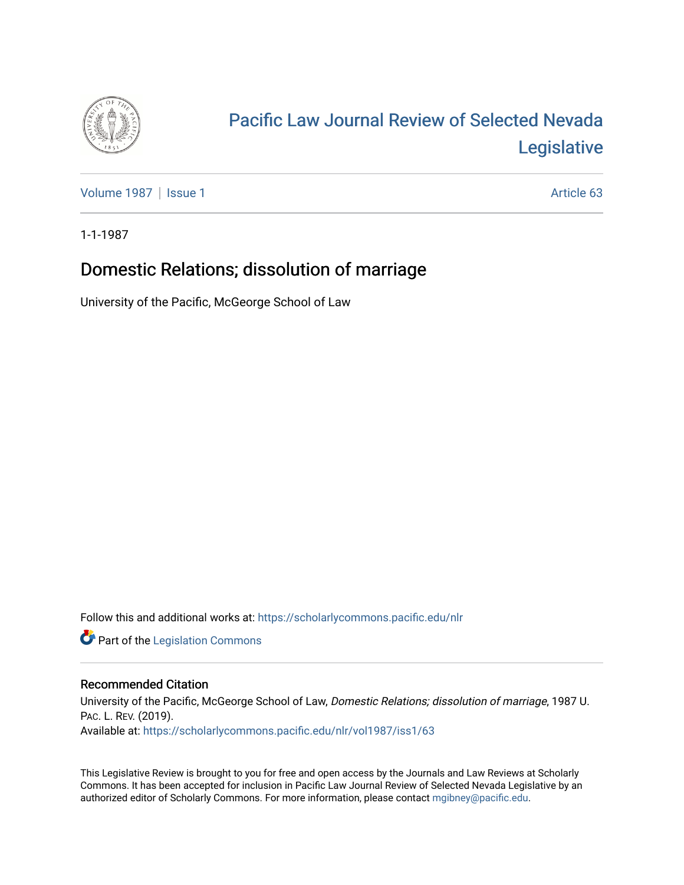# Pacific Law Journal Review of Selected Nevada Legislative

Volume 1987 | Issue 1 Article 63

1-1-1987

## Domestic Relations; dissolution of marriage

University of the Pacific, McGeorge School of Law

Follow this and additional works at: https://scholarlycommons.pacific.edu/nlr

Part of the Legislation Commons

### Recommended Citation

University of the Pacific, McGeorge School of Law, *Domestic Relations; dissolution of marriage*, 1987 U. PAC. L. REV. (2019).
Available at: https://scholarlycommons.pacific.edu/nlr/vol1987/iss1/63

This Legislative Review is brought to you for free and open access by the Journals and Law Reviews at Scholarly Commons. It has been accepted for inclusion in Pacific Law Journal Review of Selected Nevada Legislative by an authorized editor of Scholarly Commons. For more information, please contact mgibney@pacific.edu.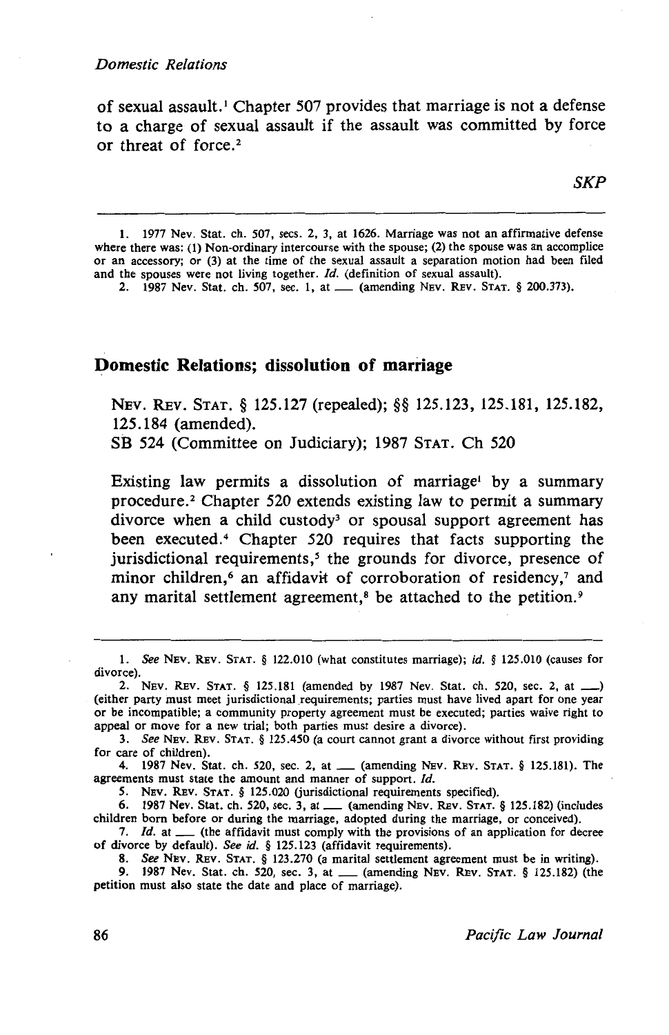of sexual assault.[1] Chapter 507 provides that marriage is not a defense to a charge of sexual assault if the assault was committed by force or threat of force.[2]

*SKP*

---

1. 1977 Nev. Stat. ch. 507, secs. 2, 3, at 1626. Marriage was not an affirmative defense where there was: (1) Non-ordinary intercourse with the spouse; (2) the spouse was an accomplice or an accessory; or (3) at the time of the sexual assault a separation motion had been filed and the spouses were not living together. *Id.* (definition of sexual assault).
2. 1987 Nev. Stat. ch. 507, sec. 1, at ___ (amending NEV. REV. STAT. § 200.373).

## Domestic Relations; dissolution of marriage

NEV. REV. STAT. § 125.127 (repealed); §§ 125.123, 125.181, 125.182, 125.184 (amended).
SB 524 (Committee on Judiciary); 1987 STAT. Ch 520

Existing law permits a dissolution of marriage[1] by a summary procedure.[2] Chapter 520 extends existing law to permit a summary divorce when a child custody[3] or spousal support agreement has been executed.[4] Chapter 520 requires that facts supporting the jurisdictional requirements,[5] the grounds for divorce, presence of minor children,[6] an affidavit of corroboration of residency,[7] and any marital settlement agreement,[8] be attached to the petition.[9]

---

1. *See* NEV. REV. STAT. § 122.010 (what constitutes marriage); *id.* § 125.010 (causes for divorce).
2. NEV. REV. STAT. § 125.181 (amended by 1987 Nev. Stat. ch. 520, sec. 2, at ___) (either party must meet jurisdictional requirements; parties must have lived apart for one year or be incompatible; a community property agreement must be executed; parties waive right to appeal or move for a new trial; both parties must desire a divorce).
3. *See* NEV. REV. STAT. § 125.450 (a court cannot grant a divorce without first providing for care of children).
4. 1987 Nev. Stat. ch. 520, sec. 2, at ___ (amending NEV. REV. STAT. § 125.181). The agreements must state the amount and manner of support. *Id.*
5. NEV. REV. STAT. § 125.020 (jurisdictional requirements specified).
6. 1987 Nev. Stat. ch. 520, sec. 3, at ___ (amending NEV. REV. STAT. § 125.182) (includes children born before or during the marriage, adopted during the marriage, or conceived).
7. *Id.* at ___ (the affidavit must comply with the provisions of an application for decree of divorce by default). *See id.* § 125.123 (affidavit requirements).
8. *See* NEV. REV. STAT. § 123.270 (a marital settlement agreement must be in writing).
9. 1987 Nev. Stat. ch. 520, sec. 3, at ___ (amending NEV. REV. STAT. § 125.182) (the petition must also state the date and place of marriage).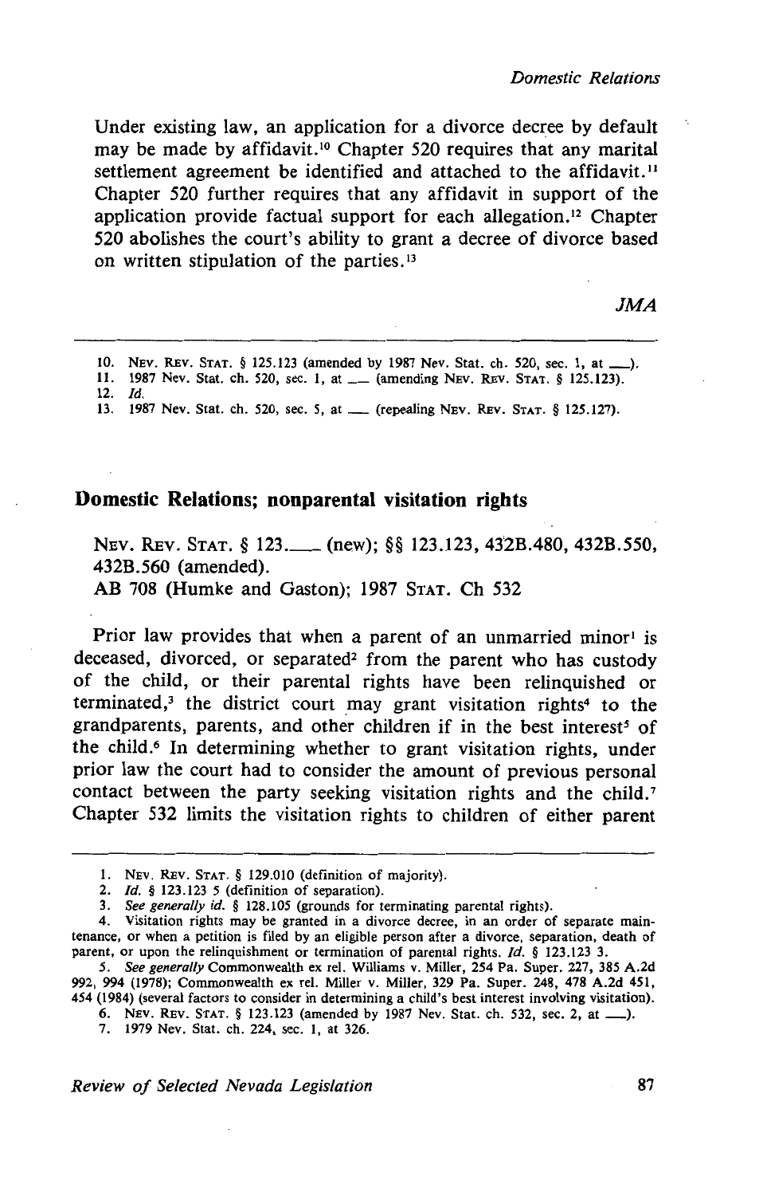Under existing law, an application for a divorce decree by default may be made by affidavit.[10] Chapter 520 requires that any marital settlement agreement be identified and attached to the affidavit.[11] Chapter 520 further requires that any affidavit in support of the application provide factual support for each allegation.[12] Chapter 520 abolishes the court's ability to grant a decree of divorce based on written stipulation of the parties.[13]

*JMA*

---

10. NEV. REV. STAT. § 125.123 (amended by 1987 Nev. Stat. ch. 520, sec. 1, at \_\_).
11. 1987 Nev. Stat. ch. 520, sec. 1, at \_\_ (amending NEV. REV. STAT. § 125.123).
12. *Id.*
13. 1987 Nev. Stat. ch. 520, sec. 5, at \_\_ (repealing NEV. REV. STAT. § 125.127).

## Domestic Relations; nonparental visitation rights

NEV. REV. STAT. § 123.\_\_ (new); §§ 123.123, 432B.480, 432B.550, 432B.560 (amended).
AB 708 (Humke and Gaston); 1987 STAT. Ch 532

Prior law provides that when a parent of an unmarried minor[1] is deceased, divorced, or separated[2] from the parent who has custody of the child, or their parental rights have been relinquished or terminated,[3] the district court may grant visitation rights[4] to the grandparents, parents, and other children if in the best interest[5] of the child.[6] In determining whether to grant visitation rights, under prior law the court had to consider the amount of previous personal contact between the party seeking visitation rights and the child.[7] Chapter 532 limits the visitation rights to children of either parent

---

1. NEV. REV. STAT. § 129.010 (definition of majority).
2. *Id.* § 123.123 5 (definition of separation).
3. *See generally id.* § 128.105 (grounds for terminating parental rights).
4. Visitation rights may be granted in a divorce decree, in an order of separate maintenance, or when a petition is filed by an eligible person after a divorce, separation, death of parent, or upon the relinquishment or termination of parental rights. *Id.* § 123.123 3.
5. *See generally* Commonwealth ex rel. Williams v. Miller, 254 Pa. Super. 227, 385 A.2d 992, 994 (1978); Commonwealth ex rel. Miller v. Miller, 329 Pa. Super. 248, 478 A.2d 451, 454 (1984) (several factors to consider in determining a child's best interest involving visitation).
6. NEV. REV. STAT. § 123.123 (amended by 1987 Nev. Stat. ch. 532, sec. 2, at \_\_).
7. 1979 Nev. Stat. ch. 224, sec. 1, at 326.